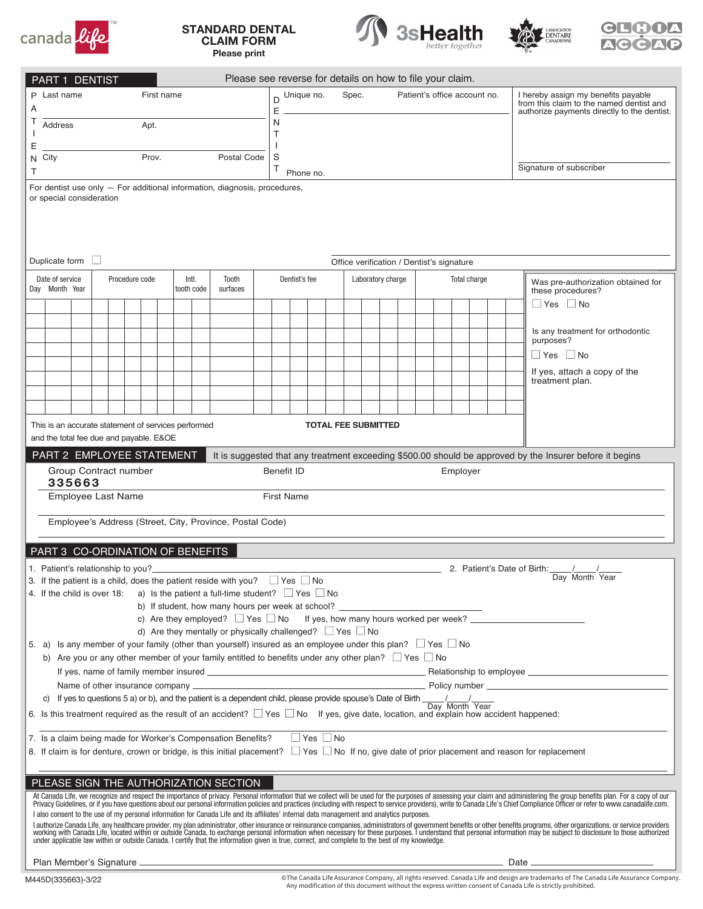canada life

**STANDARD DENTAL CLAIM FORM**
Please print

3sHealth better together

L'ASSOCIATION DENTAIRE CANADIENNE

CLHIA ACCAP

## PART 1 DENTIST

Please see reverse for details on how to file your claim.

PATIENT
Last name | First name
Address | Apt.
City | Prov. | Postal Code

DENTIST
Unique no. | Spec. | Patient's office account no.
Phone no.

I hereby assign my benefits payable from this claim to the named dentist and authorize payments directly to the dentist.

Signature of subscriber

For dentist use only — For additional information, diagnosis, procedures, or special consideration

Duplicate form ☐

Office verification / Dentist's signature

| Date of service Day Month Year | Procedure code | Intl. tooth code | Tooth surfaces | Dentist's fee | Laboratory charge | Total charge |
|---|---|---|---|---|---|---|
| | | | | | | |
| | | | | | | |
| | | | | | | |
| | | | | | | |
| | | | | | | |
| | | | | | | |
| | | | | | | |
| | | | | | | |

This is an accurate statement of services performed and the total fee due and payable. E&OE

**TOTAL FEE SUBMITTED**

Was pre-authorization obtained for these procedures?
☐ Yes ☐ No

Is any treatment for orthodontic purposes?
☐ Yes ☐ No

If yes, attach a copy of the treatment plan.

## PART 2 EMPLOYEE STATEMENT

It is suggested that any treatment exceeding $500.00 should be approved by the Insurer before it begins

Group Contract number
**335663**

Benefit ID

Employer

Employee Last Name

First Name

Employee's Address (Street, City, Province, Postal Code)

## PART 3 CO-ORDINATION OF BENEFITS

1. Patient's relationship to you?\_\_\_\_\_\_\_\_\_\_\_\_\_\_\_\_\_\_
2. Patient's Date of Birth:\_\_\_\_/\_\_\_\_/\_\_\_\_ Day Month Year
3. If the patient is a child, does the patient reside with you? ☐ Yes ☐ No
4. If the child is over 18:
   a) Is the patient a full-time student? ☐ Yes ☐ No
   b) If student, how many hours per week at school? \_\_\_\_\_\_\_\_\_\_
   c) Are they employed? ☐ Yes ☐ No If yes, how many hours worked per week? \_\_\_\_\_\_\_\_\_\_
   d) Are they mentally or physically challenged? ☐ Yes ☐ No
5. a) Is any member of your family (other than yourself) insured as an employee under this plan? ☐ Yes ☐ No
   b) Are you or any other member of your family entitled to benefits under any other plan? ☐ Yes ☐ No
   If yes, name of family member insured \_\_\_\_\_\_\_\_\_\_ Relationship to employee \_\_\_\_\_\_\_\_\_\_
   Name of other insurance company \_\_\_\_\_\_\_\_\_\_ Policy number \_\_\_\_\_\_\_\_\_\_
   c) If yes to questions 5 a) or b), and the patient is a dependent child, please provide spouse's Date of Birth \_\_\_\_/\_\_\_\_/\_\_\_\_ Day Month Year
6. Is this treatment required as the result of an accident? ☐ Yes ☐ No If yes, give date, location, and explain how accident happened:
7. Is a claim being made for Worker's Compensation Benefits? ☐ Yes ☐ No
8. If claim is for denture, crown or bridge, is this initial placement? ☐ Yes ☐ No If no, give date of prior placement and reason for replacement

## PLEASE SIGN THE AUTHORIZATION SECTION

At Canada Life, we recognize and respect the importance of privacy. Personal information that we collect will be used for the purposes of assessing your claim and administering the group benefits plan. For a copy of our Privacy Guidelines, or if you have questions about our personal information policies and practices (including with respect to service providers), write to Canada Life's Chief Compliance Officer or refer to www.canadalife.com.

I also consent to the use of my personal information for Canada Life and its affiliates' internal data management and analytics purposes.

I authorize Canada Life, any healthcare provider, my plan administrator, other insurance or reinsurance companies, administrators of government benefits or other benefits programs, other organizations, or service providers working with Canada Life, located within or outside Canada, to exchange personal information when necessary for these purposes. I understand that personal information may be subject to disclosure to those authorized under applicable law within or outside Canada. I certify that the information given is true, correct, and complete to the best of my knowledge.

Plan Member's Signature \_\_\_\_\_\_\_\_\_\_\_\_\_\_\_\_\_\_ Date \_\_\_\_\_\_\_\_\_\_

M445D(335663)-3/22

©The Canada Life Assurance Company, all rights reserved. Canada Life and design are trademarks of The Canada Life Assurance Company. Any modification of this document without the express written consent of Canada Life is strictly prohibited.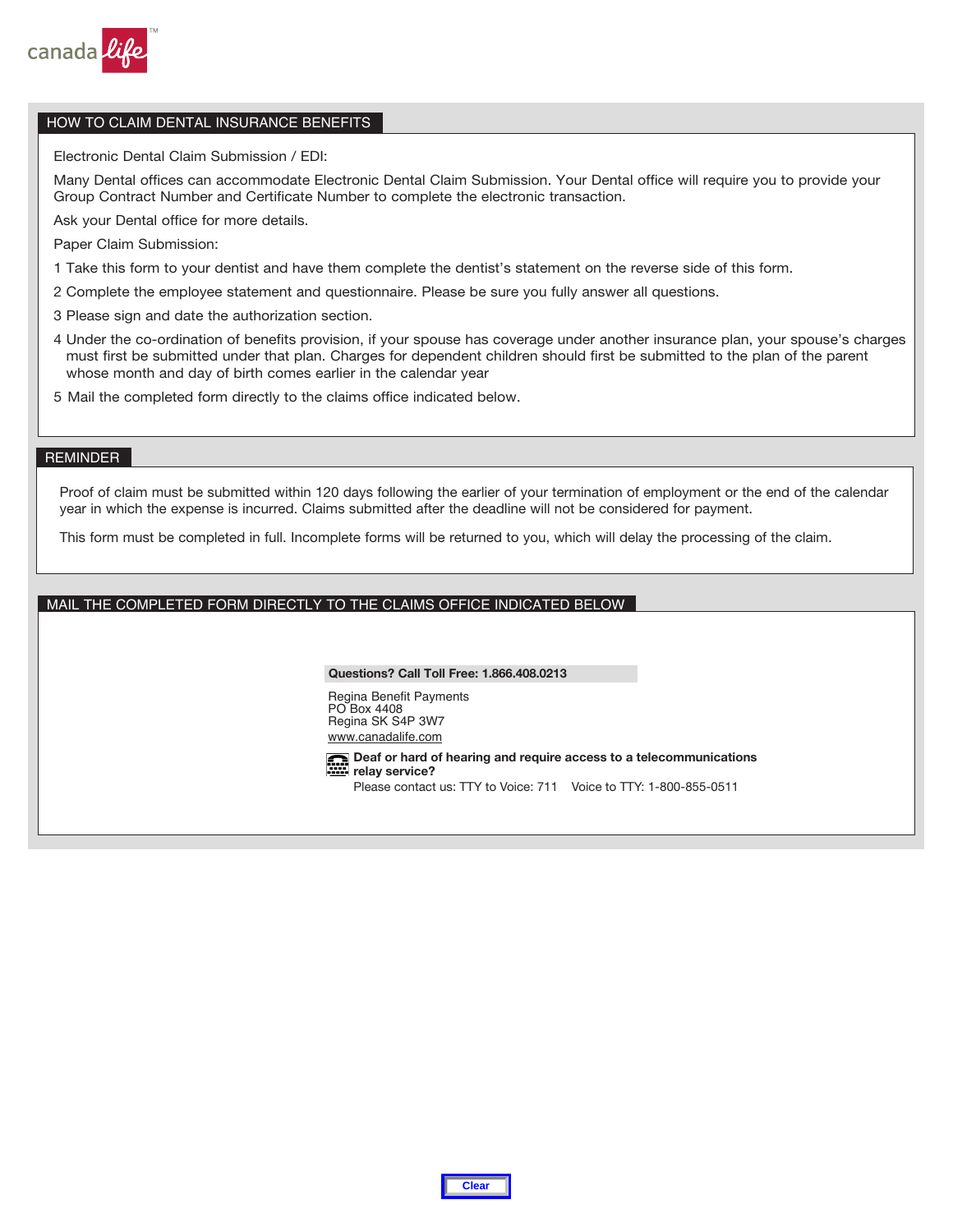canada life™

## HOW TO CLAIM DENTAL INSURANCE BENEFITS

Electronic Dental Claim Submission / EDI:

Many Dental offices can accommodate Electronic Dental Claim Submission. Your Dental office will require you to provide your Group Contract Number and Certificate Number to complete the electronic transaction.

Ask your Dental office for more details.

Paper Claim Submission:

1 Take this form to your dentist and have them complete the dentist's statement on the reverse side of this form.

2 Complete the employee statement and questionnaire. Please be sure you fully answer all questions.

3 Please sign and date the authorization section.

4 Under the co-ordination of benefits provision, if your spouse has coverage under another insurance plan, your spouse's charges must first be submitted under that plan. Charges for dependent children should first be submitted to the plan of the parent whose month and day of birth comes earlier in the calendar year

5 Mail the completed form directly to the claims office indicated below.

## REMINDER

Proof of claim must be submitted within 120 days following the earlier of your termination of employment or the end of the calendar year in which the expense is incurred. Claims submitted after the deadline will not be considered for payment.

This form must be completed in full. Incomplete forms will be returned to you, which will delay the processing of the claim.

## MAIL THE COMPLETED FORM DIRECTLY TO THE CLAIMS OFFICE INDICATED BELOW

**Questions? Call Toll Free: 1.866.408.0213**

Regina Benefit Payments
PO Box 4408
Regina SK S4P 3W7
www.canadalife.com

**Deaf or hard of hearing and require access to a telecommunications relay service?**
Please contact us: TTY to Voice: 711 Voice to TTY: 1-800-855-0511

Clear